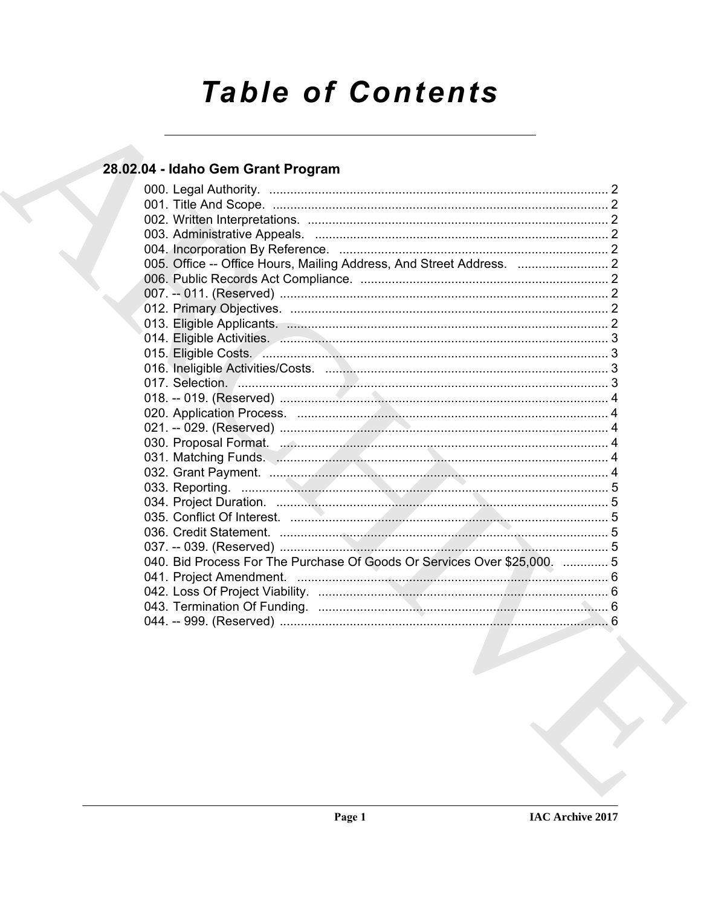# Table of Contents

## 28.02.04 - Idaho Gem Grant Program

000. Legal Authority. ........................................................................................ 2
001. Title And Scope. ........................................................................................ 2
002. Written Interpretations. ........................................................................................ 2
003. Administrative Appeals. ........................................................................................ 2
004. Incorporation By Reference. ........................................................................................ 2
005. Office -- Office Hours, Mailing Address, And Street Address. ........................ 2
006. Public Records Act Compliance. ........................................................................................ 2
007. -- 011. (Reserved) ........................................................................................ 2
012. Primary Objectives. ........................................................................................ 2
013. Eligible Applicants. ........................................................................................ 2
014. Eligible Activities. ........................................................................................ 3
015. Eligible Costs. ........................................................................................ 3
016. Ineligible Activities/Costs. ........................................................................................ 3
017. Selection. ........................................................................................ 3
018. -- 019. (Reserved) ........................................................................................ 4
020. Application Process. ........................................................................................ 4
021. -- 029. (Reserved) ........................................................................................ 4
030. Proposal Format. ........................................................................................ 4
031. Matching Funds. ........................................................................................ 4
032. Grant Payment. ........................................................................................ 4
033. Reporting. ........................................................................................ 5
034. Project Duration. ........................................................................................ 5
035. Conflict Of Interest. ........................................................................................ 5
036. Credit Statement. ........................................................................................ 5
037. -- 039. (Reserved) ........................................................................................ 5
040. Bid Process For The Purchase Of Goods Or Services Over $25,000. ............. 5
041. Project Amendment. ........................................................................................ 6
042. Loss Of Project Viability. ........................................................................................ 6
043. Termination Of Funding. ........................................................................................ 6
044. -- 999. (Reserved) ........................................................................................ 6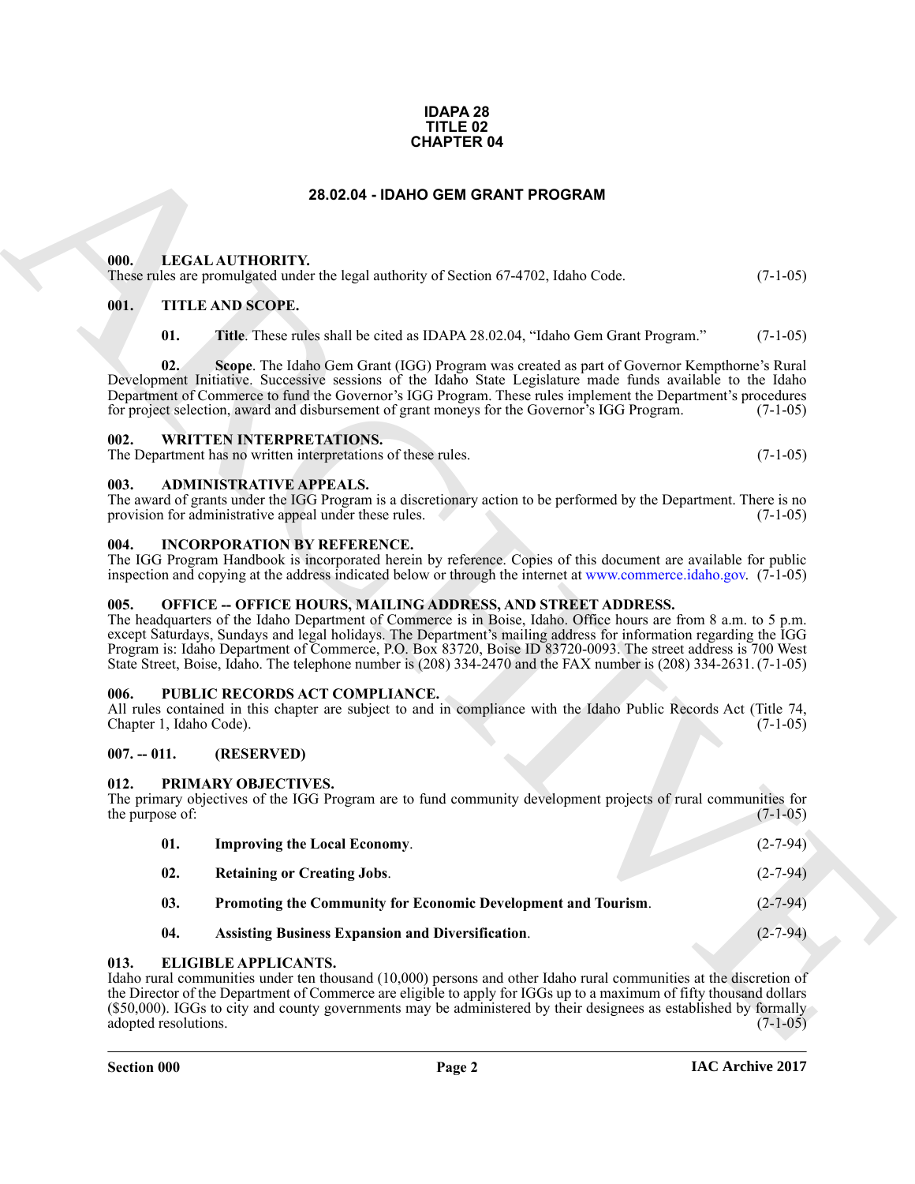**IDAPA 28**
**TITLE 02**
**CHAPTER 04**

# 28.02.04 - IDAHO GEM GRANT PROGRAM

### 000. LEGAL AUTHORITY.

These rules are promulgated under the legal authority of Section 67-4702, Idaho Code. (7-1-05)

### 001. TITLE AND SCOPE.

**01. Title**. These rules shall be cited as IDAPA 28.02.04, "Idaho Gem Grant Program." (7-1-05)

**02. Scope**. The Idaho Gem Grant (IGG) Program was created as part of Governor Kempthorne's Rural Development Initiative. Successive sessions of the Idaho State Legislature made funds available to the Idaho Department of Commerce to fund the Governor's IGG Program. These rules implement the Department's procedures for project selection, award and disbursement of grant moneys for the Governor's IGG Program. (7-1-05)

### 002. WRITTEN INTERPRETATIONS.

The Department has no written interpretations of these rules. (7-1-05)

### 003. ADMINISTRATIVE APPEALS.

The award of grants under the IGG Program is a discretionary action to be performed by the Department. There is no provision for administrative appeal under these rules. (7-1-05)

### 004. INCORPORATION BY REFERENCE.

The IGG Program Handbook is incorporated herein by reference. Copies of this document are available for public inspection and copying at the address indicated below or through the internet at www.commerce.idaho.gov. (7-1-05)

### 005. OFFICE -- OFFICE HOURS, MAILING ADDRESS, AND STREET ADDRESS.

The headquarters of the Idaho Department of Commerce is in Boise, Idaho. Office hours are from 8 a.m. to 5 p.m. except Saturdays, Sundays and legal holidays. The Department's mailing address for information regarding the IGG Program is: Idaho Department of Commerce, P.O. Box 83720, Boise ID 83720-0093. The street address is 700 West State Street, Boise, Idaho. The telephone number is (208) 334-2470 and the FAX number is (208) 334-2631. (7-1-05)

### 006. PUBLIC RECORDS ACT COMPLIANCE.

All rules contained in this chapter are subject to and in compliance with the Idaho Public Records Act (Title 74, Chapter 1, Idaho Code). (7-1-05)

### 007. -- 011. (RESERVED)

### 012. PRIMARY OBJECTIVES.

The primary objectives of the IGG Program are to fund community development projects of rural communities for the purpose of: (7-1-05)

**01. Improving the Local Economy**. (2-7-94)

**02. Retaining or Creating Jobs**. (2-7-94)

**03. Promoting the Community for Economic Development and Tourism**. (2-7-94)

**04. Assisting Business Expansion and Diversification**. (2-7-94)

### 013. ELIGIBLE APPLICANTS.

Idaho rural communities under ten thousand (10,000) persons and other Idaho rural communities at the discretion of the Director of the Department of Commerce are eligible to apply for IGGs up to a maximum of fifty thousand dollars ($50,000). IGGs to city and county governments may be administered by their designees as established by formally adopted resolutions. (7-1-05)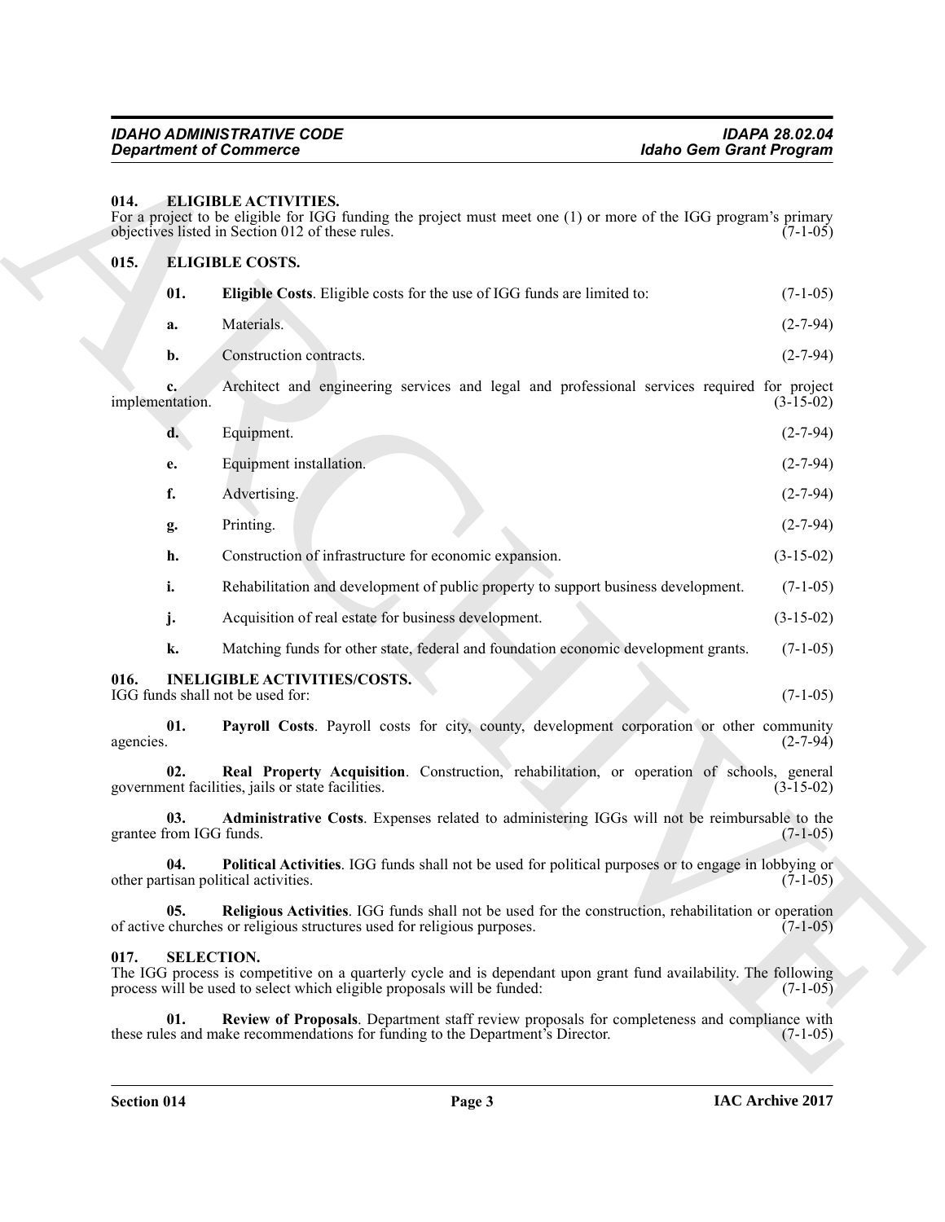### 014. ELIGIBLE ACTIVITIES.

For a project to be eligible for IGG funding the project must meet one (1) or more of the IGG program's primary objectives listed in Section 012 of these rules. (7-1-05)

### 015. ELIGIBLE COSTS.

**01. Eligible Costs**. Eligible costs for the use of IGG funds are limited to: (7-1-05)

**a.** Materials. (2-7-94)

**b.** Construction contracts. (2-7-94)

**c.** Architect and engineering services and legal and professional services required for project implementation. (3-15-02)

**d.** Equipment. (2-7-94)

**e.** Equipment installation. (2-7-94)

**f.** Advertising. (2-7-94)

**g.** Printing. (2-7-94)

**h.** Construction of infrastructure for economic expansion. (3-15-02)

**i.** Rehabilitation and development of public property to support business development. (7-1-05)

**j.** Acquisition of real estate for business development. (3-15-02)

**k.** Matching funds for other state, federal and foundation economic development grants. (7-1-05)

### 016. INELIGIBLE ACTIVITIES/COSTS.

IGG funds shall not be used for: (7-1-05)

**01. Payroll Costs**. Payroll costs for city, county, development corporation or other community agencies. (2-7-94)

**02. Real Property Acquisition**. Construction, rehabilitation, or operation of schools, general government facilities, jails or state facilities. (3-15-02)

**03. Administrative Costs**. Expenses related to administering IGGs will not be reimbursable to the grantee from IGG funds. (7-1-05)

**04. Political Activities**. IGG funds shall not be used for political purposes or to engage in lobbying or other partisan political activities. (7-1-05)

**05. Religious Activities**. IGG funds shall not be used for the construction, rehabilitation or operation of active churches or religious structures used for religious purposes. (7-1-05)

### 017. SELECTION.

The IGG process is competitive on a quarterly cycle and is dependant upon grant fund availability. The following process will be used to select which eligible proposals will be funded: (7-1-05)

**01. Review of Proposals**. Department staff review proposals for completeness and compliance with these rules and make recommendations for funding to the Department's Director. (7-1-05)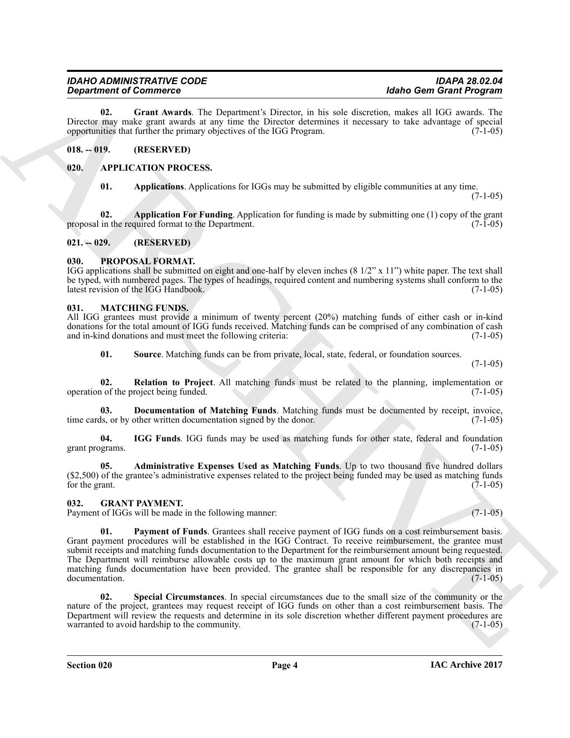**02. Grant Awards**. The Department's Director, in his sole discretion, makes all IGG awards. The Director may make grant awards at any time the Director determines it necessary to take advantage of special opportunities that further the primary objectives of the IGG Program. (7-1-05)

## 018. -- 019. (RESERVED)

## 020. APPLICATION PROCESS.

**01. Applications**. Applications for IGGs may be submitted by eligible communities at any time. (7-1-05)

**02. Application For Funding**. Application for funding is made by submitting one (1) copy of the grant proposal in the required format to the Department. (7-1-05)

## 021. -- 029. (RESERVED)

## 030. PROPOSAL FORMAT.

IGG applications shall be submitted on eight and one-half by eleven inches (8 1/2" x 11") white paper. The text shall be typed, with numbered pages. The types of headings, required content and numbering systems shall conform to the latest revision of the IGG Handbook. (7-1-05)

## 031. MATCHING FUNDS.

All IGG grantees must provide a minimum of twenty percent (20%) matching funds of either cash or in-kind donations for the total amount of IGG funds received. Matching funds can be comprised of any combination of cash and in-kind donations and must meet the following criteria: (7-1-05)

**01. Source**. Matching funds can be from private, local, state, federal, or foundation sources. (7-1-05)

**02. Relation to Project**. All matching funds must be related to the planning, implementation or operation of the project being funded. (7-1-05)

**03. Documentation of Matching Funds**. Matching funds must be documented by receipt, invoice, time cards, or by other written documentation signed by the donor. (7-1-05)

**04. IGG Funds**. IGG funds may be used as matching funds for other state, federal and foundation grant programs. (7-1-05)

**05. Administrative Expenses Used as Matching Funds**. Up to two thousand five hundred dollars ($2,500) of the grantee's administrative expenses related to the project being funded may be used as matching funds for the grant. (7-1-05)

## 032. GRANT PAYMENT.

Payment of IGGs will be made in the following manner: (7-1-05)

**01. Payment of Funds**. Grantees shall receive payment of IGG funds on a cost reimbursement basis. Grant payment procedures will be established in the IGG Contract. To receive reimbursement, the grantee must submit receipts and matching funds documentation to the Department for the reimbursement amount being requested. The Department will reimburse allowable costs up to the maximum grant amount for which both receipts and matching funds documentation have been provided. The grantee shall be responsible for any discrepancies in documentation. (7-1-05)

**02. Special Circumstances**. In special circumstances due to the small size of the community or the nature of the project, grantees may request receipt of IGG funds on other than a cost reimbursement basis. The Department will review the requests and determine in its sole discretion whether different payment procedures are warranted to avoid hardship to the community. (7-1-05)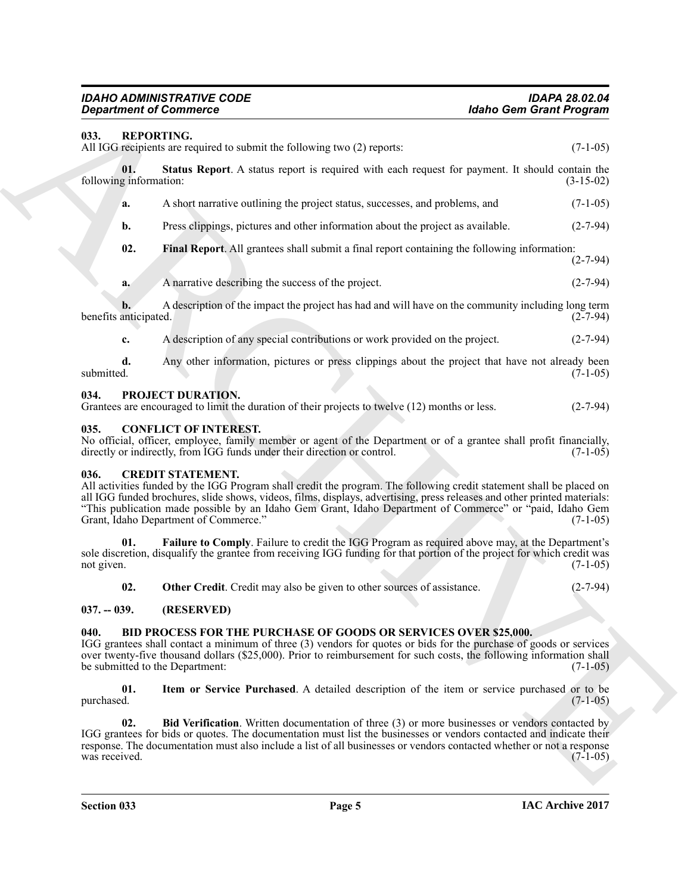### 033. REPORTING.

All IGG recipients are required to submit the following two (2) reports: (7-1-05)

**01. Status Report**. A status report is required with each request for payment. It should contain the following information: (3-15-02)

**a.** A short narrative outlining the project status, successes, and problems, and (7-1-05)

**b.** Press clippings, pictures and other information about the project as available. (2-7-94)

**02. Final Report**. All grantees shall submit a final report containing the following information: (2-7-94)

**a.** A narrative describing the success of the project. (2-7-94)

**b.** A description of the impact the project has had and will have on the community including long term benefits anticipated. (2-7-94)

**c.** A description of any special contributions or work provided on the project. (2-7-94)

**d.** Any other information, pictures or press clippings about the project that have not already been submitted. (7-1-05)

### 034. PROJECT DURATION.

Grantees are encouraged to limit the duration of their projects to twelve (12) months or less. (2-7-94)

### 035. CONFLICT OF INTEREST.

No official, officer, employee, family member or agent of the Department or of a grantee shall profit financially, directly or indirectly, from IGG funds under their direction or control. (7-1-05)

### 036. CREDIT STATEMENT.

All activities funded by the IGG Program shall credit the program. The following credit statement shall be placed on all IGG funded brochures, slide shows, videos, films, displays, advertising, press releases and other printed materials: "This publication made possible by an Idaho Gem Grant, Idaho Department of Commerce" or "paid, Idaho Gem Grant, Idaho Department of Commerce." (7-1-05)

**01. Failure to Comply**. Failure to credit the IGG Program as required above may, at the Department's sole discretion, disqualify the grantee from receiving IGG funding for that portion of the project for which credit was not given. (7-1-05)

**02. Other Credit**. Credit may also be given to other sources of assistance. (2-7-94)

### 037. -- 039. (RESERVED)

### 040. BID PROCESS FOR THE PURCHASE OF GOODS OR SERVICES OVER $25,000.

IGG grantees shall contact a minimum of three (3) vendors for quotes or bids for the purchase of goods or services over twenty-five thousand dollars ($25,000). Prior to reimbursement for such costs, the following information shall be submitted to the Department: (7-1-05)

**01. Item or Service Purchased**. A detailed description of the item or service purchased or to be purchased. (7-1-05)

**02. Bid Verification**. Written documentation of three (3) or more businesses or vendors contacted by IGG grantees for bids or quotes. The documentation must list the businesses or vendors contacted and indicate their response. The documentation must also include a list of all businesses or vendors contacted whether or not a response was received. (7-1-05)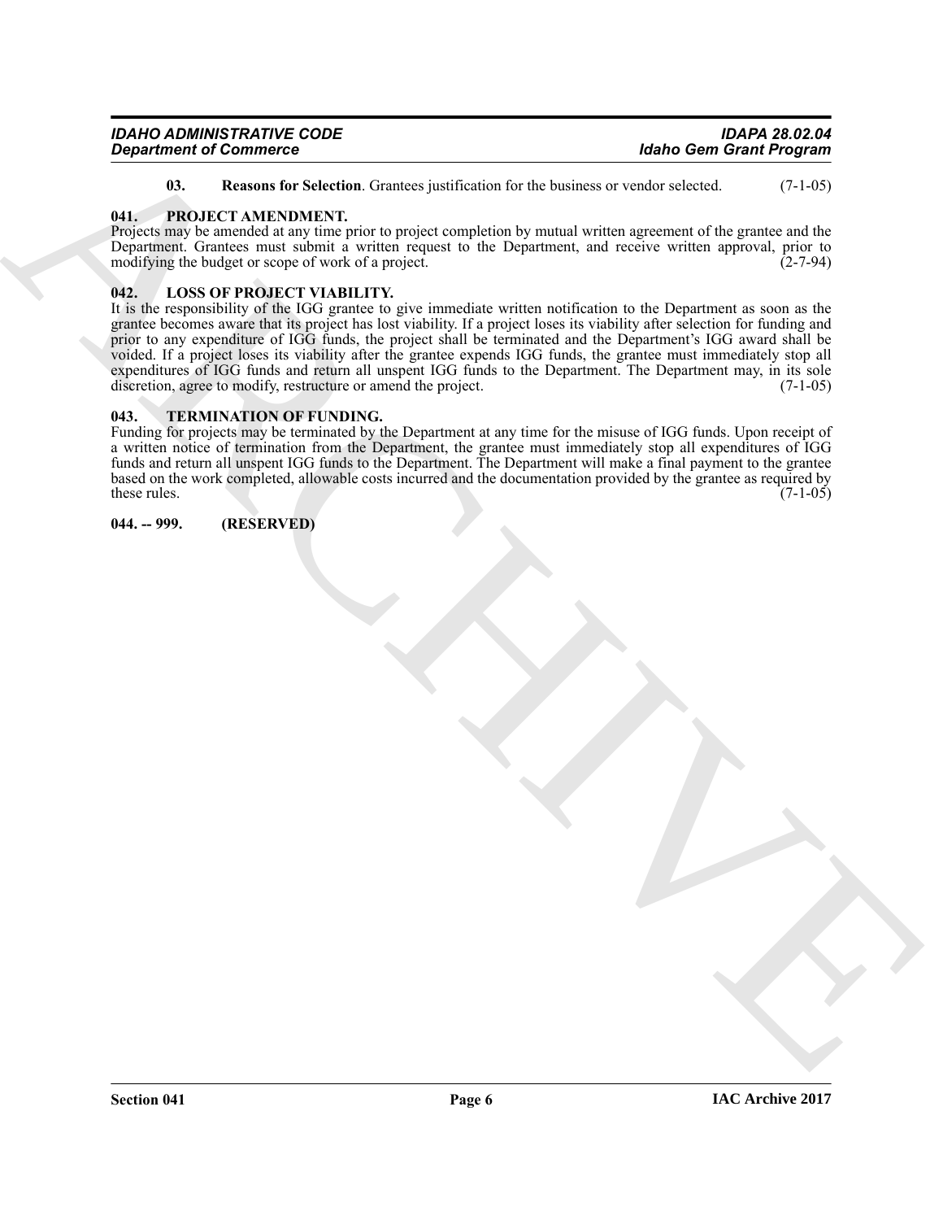**03. Reasons for Selection**. Grantees justification for the business or vendor selected. (7-1-05)

## 041. PROJECT AMENDMENT.

Projects may be amended at any time prior to project completion by mutual written agreement of the grantee and the Department. Grantees must submit a written request to the Department, and receive written approval, prior to modifying the budget or scope of work of a project. (2-7-94)

## 042. LOSS OF PROJECT VIABILITY.

It is the responsibility of the IGG grantee to give immediate written notification to the Department as soon as the grantee becomes aware that its project has lost viability. If a project loses its viability after selection for funding and prior to any expenditure of IGG funds, the project shall be terminated and the Department's IGG award shall be voided. If a project loses its viability after the grantee expends IGG funds, the grantee must immediately stop all expenditures of IGG funds and return all unspent IGG funds to the Department. The Department may, in its sole discretion, agree to modify, restructure or amend the project. (7-1-05)

## 043. TERMINATION OF FUNDING.

Funding for projects may be terminated by the Department at any time for the misuse of IGG funds. Upon receipt of a written notice of termination from the Department, the grantee must immediately stop all expenditures of IGG funds and return all unspent IGG funds to the Department. The Department will make a final payment to the grantee based on the work completed, allowable costs incurred and the documentation provided by the grantee as required by these rules. (7-1-05)

## 044. -- 999. (RESERVED)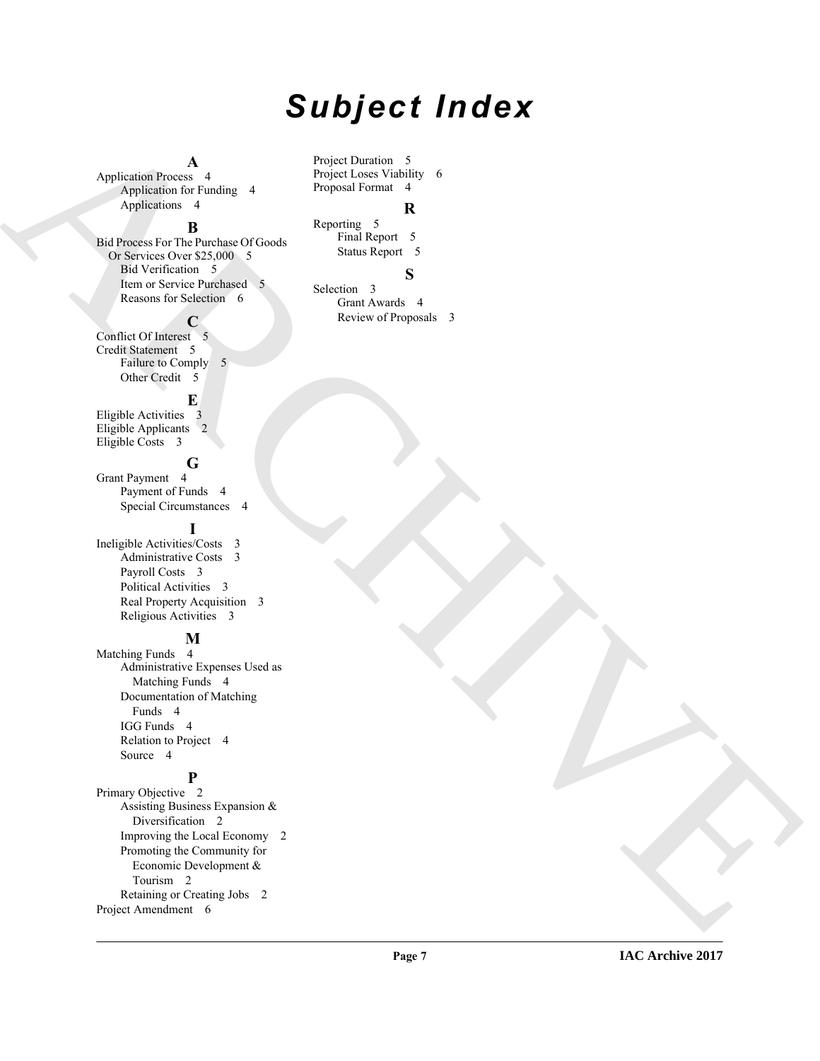# Subject Index

**A**

Application Process 4
- Application for Funding 4
- Applications 4

**B**

Bid Process For The Purchase Of Goods Or Services Over $25,000 5
- Bid Verification 5
- Item or Service Purchased 5
- Reasons for Selection 6

**C**

Conflict Of Interest 5

Credit Statement 5
- Failure to Comply 5
- Other Credit 5

**E**

Eligible Activities 3

Eligible Applicants 2

Eligible Costs 3

**G**

Grant Payment 4
- Payment of Funds 4
- Special Circumstances 4

**I**

Ineligible Activities/Costs 3
- Administrative Costs 3
- Payroll Costs 3
- Political Activities 3
- Real Property Acquisition 3
- Religious Activities 3

**M**

Matching Funds 4
- Administrative Expenses Used as Matching Funds 4
- Documentation of Matching Funds 4
- IGG Funds 4
- Relation to Project 4
- Source 4

**P**

Primary Objective 2
- Assisting Business Expansion & Diversification 2
- Improving the Local Economy 2
- Promoting the Community for Economic Development & Tourism 2
- Retaining or Creating Jobs 2

Project Amendment 6

Project Duration 5

Project Loses Viability 6

Proposal Format 4

**R**

Reporting 5
- Final Report 5
- Status Report 5

**S**

Selection 3
- Grant Awards 4
- Review of Proposals 3